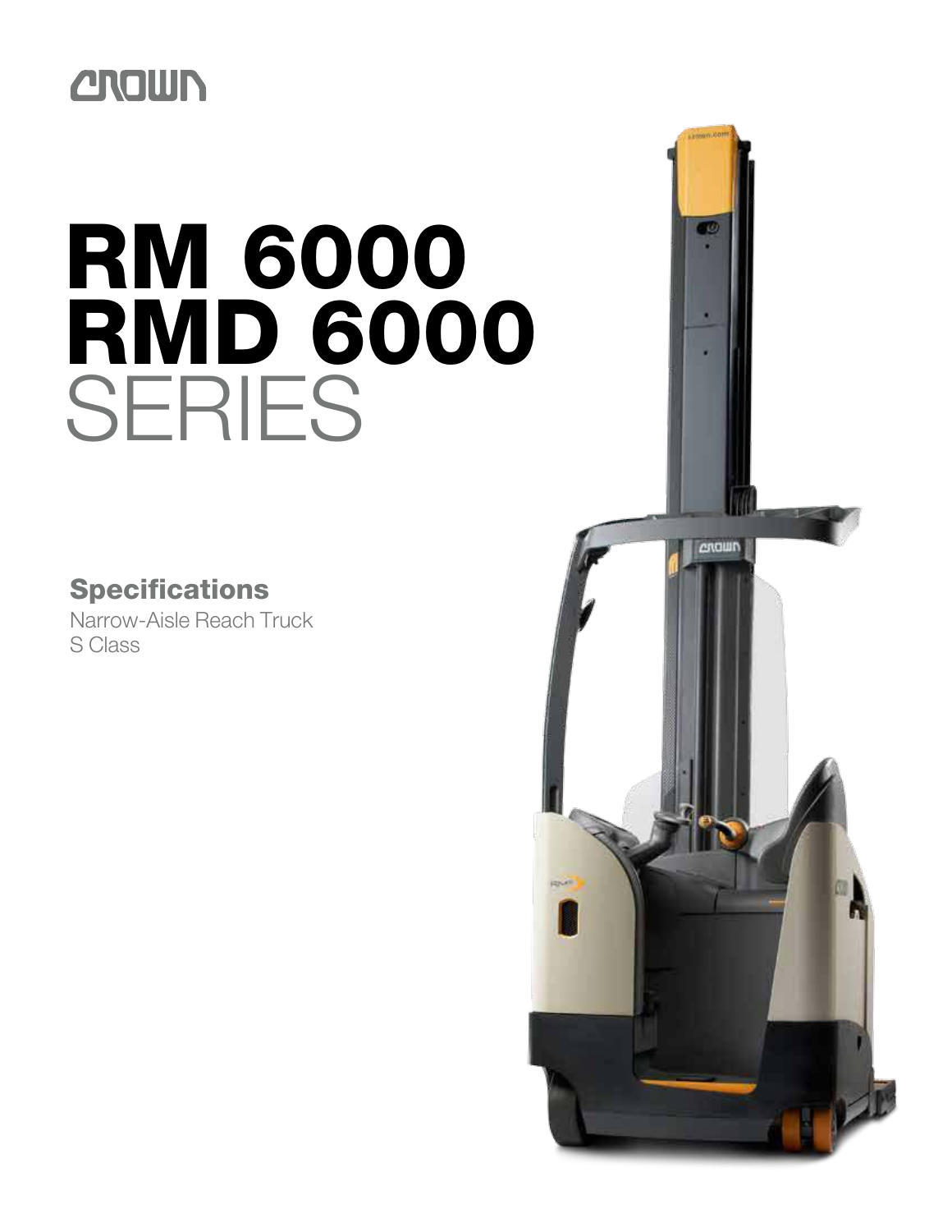CROWN

# RM 6000 RMD 6000 SERIES

## Specifications

Narrow-Aisle Reach Truck
S Class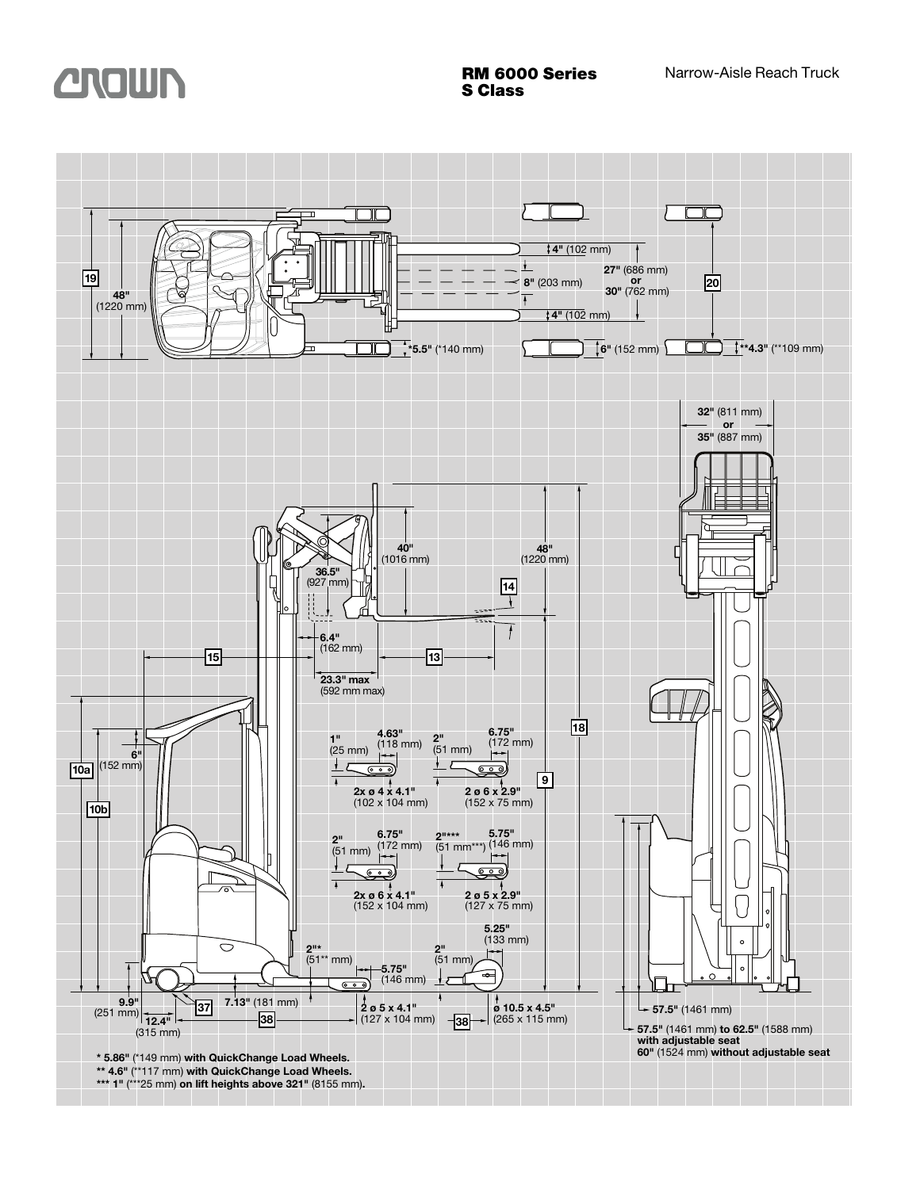# RM 6000 Series S Class

Narrow-Aisle Reach Truck

19

48" (1220 mm)

4" (102 mm)

8" (203 mm)

4" (102 mm)

27" (686 mm) or 30" (762 mm)

20

*5.5" (*140 mm)

6" (152 mm)

**4.3" (**109 mm)

32" (811 mm) or 35" (887 mm)

40" (1016 mm)

36.5" (927 mm)

48" (1220 mm)

14

6.4" (162 mm)

15

13

23.3" max (592 mm max)

18

6" (152 mm)

10a

10b

9

1" (25 mm)

4.63" (118 mm)

2x ø 4 x 4.1" (102 x 104 mm)

2" (51 mm)

6.75" (172 mm)

2 ø 6 x 2.9" (152 x 75 mm)

2" (51 mm)

6.75" (172 mm)

2x ø 6 x 4.1" (152 x 104 mm)

2"**** (51 mm***)

5.75" (146 mm)

2 ø 5 x 2.9" (127 x 75 mm)

5.25" (133 mm)

2"* (51** mm)

5.75" (146 mm)

2" (51 mm)

9.9" (251 mm)

37

7.13" (181 mm)

12.4" (315 mm)

38

2 ø 5 x 4.1" (127 x 104 mm)

38

ø 10.5 x 4.5" (265 x 115 mm)

57.5" (1461 mm)

57.5" (1461 mm) to 62.5" (1588 mm) **with adjustable seat**

**60"** (1524 mm) **without adjustable seat**

\* **5.86"** (*149 mm) **with QuickChange Load Wheels.**

\** **4.6"** (**117 mm) **with QuickChange Load Wheels.**

\*** **1"** (***25 mm) **on lift heights above 321"** (8155 mm).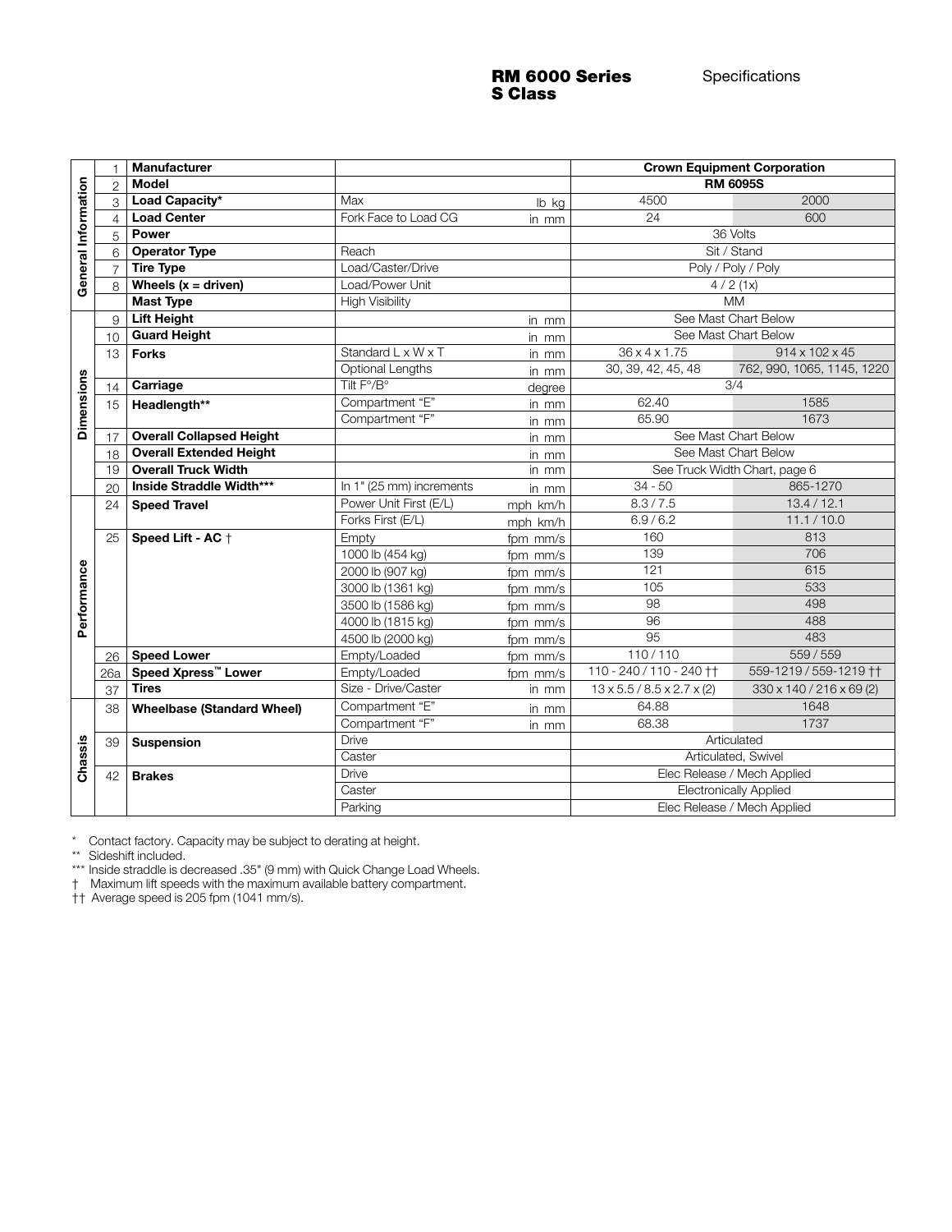# RM 6000 Series S Class

Specifications

| | # | Item | Description | Units | Imperial | Metric |
|---|---|---|---|---|---|---|
| General Information | 1 | **Manufacturer** | | | **Crown Equipment Corporation** | |
| | 2 | **Model** | | | **RM 6095S** | |
| | 3 | **Load Capacity*** | Max | lb kg | 4500 | 2000 |
| | 4 | **Load Center** | Fork Face to Load CG | in mm | 24 | 600 |
| | 5 | **Power** | | | 36 Volts | |
| | 6 | **Operator Type** | Reach | | Sit / Stand | |
| | 7 | **Tire Type** | Load/Caster/Drive | | Poly / Poly / Poly | |
| | 8 | **Wheels (x = driven)** | Load/Power Unit | | 4 / 2 (1x) | |
| | | **Mast Type** | High Visibility | | MM | |
| Dimensions | 9 | **Lift Height** | | in mm | See Mast Chart Below | |
| | 10 | **Guard Height** | | in mm | See Mast Chart Below | |
| | 13 | **Forks** | Standard L x W x T | in mm | 36 x 4 x 1.75 | 914 x 102 x 45 |
| | | | Optional Lengths | in mm | 30, 39, 42, 45, 48 | 762, 990, 1065, 1145, 1220 |
| | 14 | **Carriage** | Tilt F°/B° | degree | 3/4 | |
| | 15 | **Headlength**** | Compartment "E" | in mm | 62.40 | 1585 |
| | | | Compartment "F" | in mm | 65.90 | 1673 |
| | 17 | **Overall Collapsed Height** | | in mm | See Mast Chart Below | |
| | 18 | **Overall Extended Height** | | in mm | See Mast Chart Below | |
| | 19 | **Overall Truck Width** | | in mm | See Truck Width Chart, page 6 | |
| | 20 | **Inside Straddle Width***** | In 1" (25 mm) increments | in mm | 34 - 50 | 865-1270 |
| Performance | 24 | **Speed Travel** | Power Unit First (E/L) | mph km/h | 8.3 / 7.5 | 13.4 / 12.1 |
| | | | Forks First (E/L) | mph km/h | 6.9 / 6.2 | 11.1 / 10.0 |
| | 25 | **Speed Lift - AC** † | Empty | fpm mm/s | 160 | 813 |
| | | | 1000 lb (454 kg) | fpm mm/s | 139 | 706 |
| | | | 2000 lb (907 kg) | fpm mm/s | 121 | 615 |
| | | | 3000 lb (1361 kg) | fpm mm/s | 105 | 533 |
| | | | 3500 lb (1586 kg) | fpm mm/s | 98 | 498 |
| | | | 4000 lb (1815 kg) | fpm mm/s | 96 | 488 |
| | | | 4500 lb (2000 kg) | fpm mm/s | 95 | 483 |
| | 26 | **Speed Lower** | Empty/Loaded | fpm mm/s | 110 / 110 | 559 / 559 |
| | 26a | **Speed Xpress™ Lower** | Empty/Loaded | fpm mm/s | 110 - 240 / 110 - 240 †† | 559-1219 / 559-1219 †† |
| | 37 | **Tires** | Size - Drive/Caster | in mm | 13 x 5.5 / 8.5 x 2.7 x (2) | 330 x 140 / 216 x 69 (2) |
| Chassis | 38 | **Wheelbase (Standard Wheel)** | Compartment "E" | in mm | 64.88 | 1648 |
| | | | Compartment "F" | in mm | 68.38 | 1737 |
| | 39 | **Suspension** | Drive | | Articulated | |
| | | | Caster | | Articulated, Swivel | |
| | 42 | **Brakes** | Drive | | Elec Release / Mech Applied | |
| | | | Caster | | Electronically Applied | |
| | | | Parking | | Elec Release / Mech Applied | |

\* Contact factory. Capacity may be subject to derating at height.

** Sideshift included.

*** Inside straddle is decreased .35" (9 mm) with Quick Change Load Wheels.

† Maximum lift speeds with the maximum available battery compartment.

†† Average speed is 205 fpm (1041 mm/s).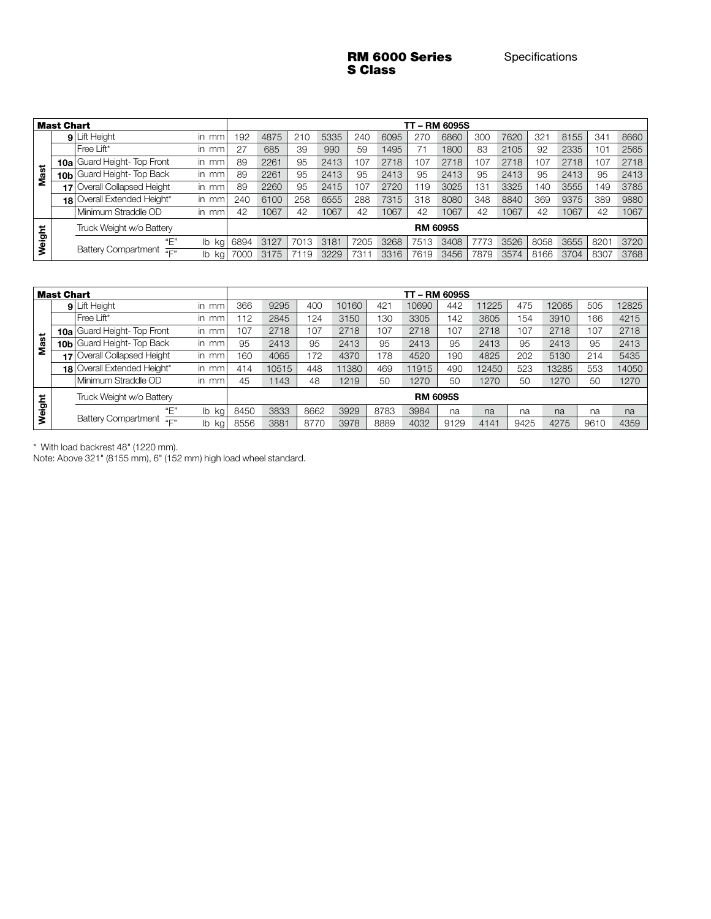## RM 6000 Series S Class

Specifications

| Mast Chart | | | | TT – RM 6095S | | | | | | | | | | | | | |
|---|---|---|---|---|---|---|---|---|---|---|---|---|---|---|---|---|---|
| Mast | 9 | Lift Height | in mm | 192 | 4875 | 210 | 5335 | 240 | 6095 | 270 | 6860 | 300 | 7620 | 321 | 8155 | 341 | 8660 |
| | | Free Lift* | in mm | 27 | 685 | 39 | 990 | 59 | 1495 | 71 | 1800 | 83 | 2105 | 92 | 2335 | 101 | 2565 |
| | 10a | Guard Height- Top Front | in mm | 89 | 2261 | 95 | 2413 | 107 | 2718 | 107 | 2718 | 107 | 2718 | 107 | 2718 | 107 | 2718 |
| | 10b | Guard Height- Top Back | in mm | 89 | 2261 | 95 | 2413 | 95 | 2413 | 95 | 2413 | 95 | 2413 | 95 | 2413 | 95 | 2413 |
| | 17 | Overall Collapsed Height | in mm | 89 | 2260 | 95 | 2415 | 107 | 2720 | 119 | 3025 | 131 | 3325 | 140 | 3555 | 149 | 3785 |
| | 18 | Overall Extended Height* | in mm | 240 | 6100 | 258 | 6555 | 288 | 7315 | 318 | 8080 | 348 | 8840 | 369 | 9375 | 389 | 9880 |
| | | Minimum Straddle OD | in mm | 42 | 1067 | 42 | 1067 | 42 | 1067 | 42 | 1067 | 42 | 1067 | 42 | 1067 | 42 | 1067 |
| Weight | | Truck Weight w/o Battery | | RM 6095S | | | | | | | | | | | | | |
| | | Battery Compartment "E" | lb kg | 6894 | 3127 | 7013 | 3181 | 7205 | 3268 | 7513 | 3408 | 7773 | 3526 | 8058 | 3655 | 8201 | 3720 |
| | | Battery Compartment "F" | lb kg | 7000 | 3175 | 7119 | 3229 | 7311 | 3316 | 7619 | 3456 | 7879 | 3574 | 8166 | 3704 | 8307 | 3768 |

| Mast Chart | | | | TT – RM 6095S | | | | | | | | | | | |
|---|---|---|---|---|---|---|---|---|---|---|---|---|---|---|---|
| Mast | 9 | Lift Height | in mm | 366 | 9295 | 400 | 10160 | 421 | 10690 | 442 | 11225 | 475 | 12065 | 505 | 12825 |
| | | Free Lift* | in mm | 112 | 2845 | 124 | 3150 | 130 | 3305 | 142 | 3605 | 154 | 3910 | 166 | 4215 |
| | 10a | Guard Height- Top Front | in mm | 107 | 2718 | 107 | 2718 | 107 | 2718 | 107 | 2718 | 107 | 2718 | 107 | 2718 |
| | 10b | Guard Height- Top Back | in mm | 95 | 2413 | 95 | 2413 | 95 | 2413 | 95 | 2413 | 95 | 2413 | 95 | 2413 |
| | 17 | Overall Collapsed Height | in mm | 160 | 4065 | 172 | 4370 | 178 | 4520 | 190 | 4825 | 202 | 5130 | 214 | 5435 |
| | 18 | Overall Extended Height* | in mm | 414 | 10515 | 448 | 11380 | 469 | 11915 | 490 | 12450 | 523 | 13285 | 553 | 14050 |
| | | Minimum Straddle OD | in mm | 45 | 1143 | 48 | 1219 | 50 | 1270 | 50 | 1270 | 50 | 1270 | 50 | 1270 |
| Weight | | Truck Weight w/o Battery | | RM 6095S | | | | | | | | | | | |
| | | Battery Compartment "E" | lb kg | 8450 | 3833 | 8662 | 3929 | 8783 | 3984 | na | na | na | na | na | na |
| | | Battery Compartment "F" | lb kg | 8556 | 3881 | 8770 | 3978 | 8889 | 4032 | 9129 | 4141 | 9425 | 4275 | 9610 | 4359 |

* With load backrest 48" (1220 mm).

Note: Above 321" (8155 mm), 6" (152 mm) high load wheel standard.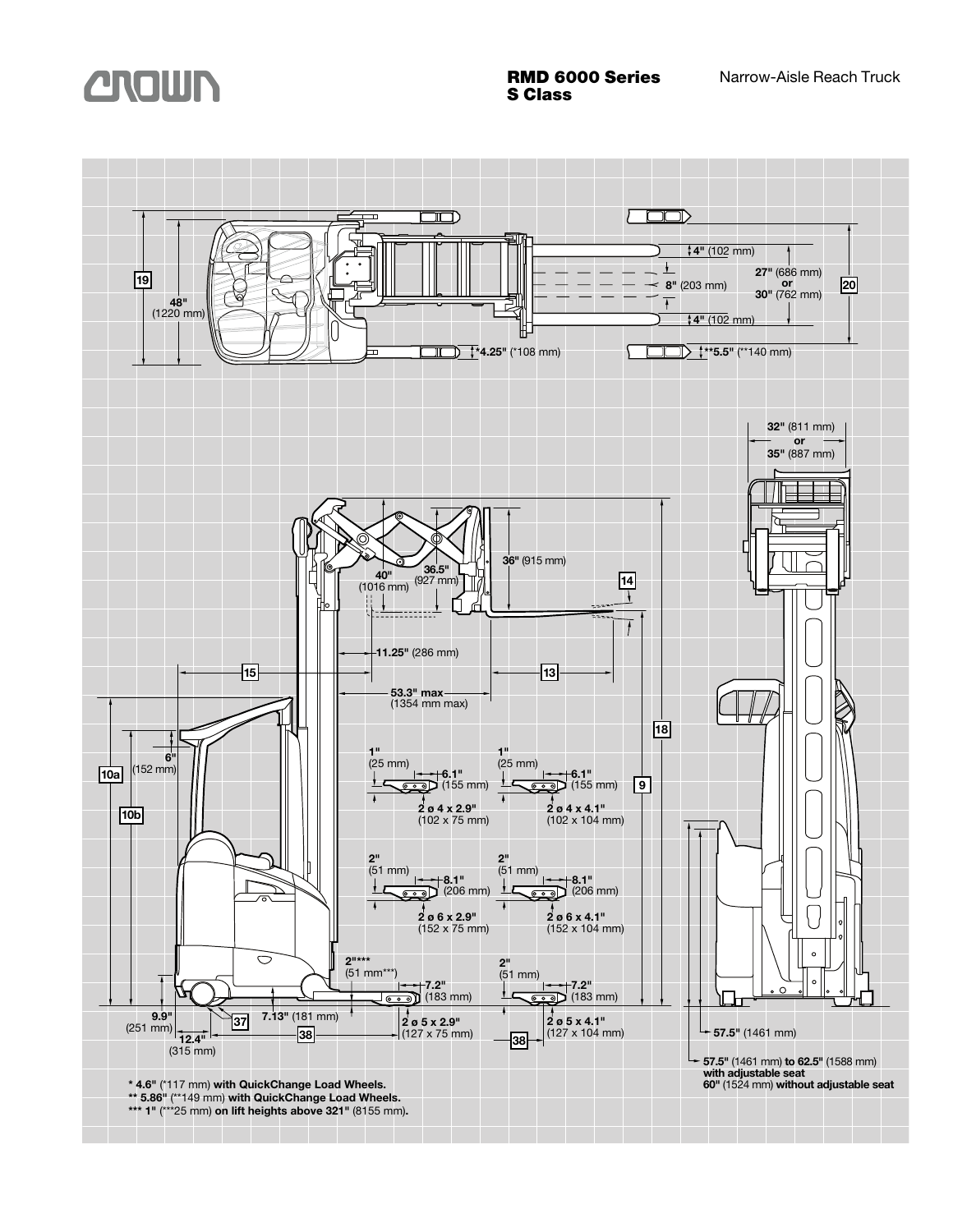# RMD 6000 Series S Class

Narrow-Aisle Reach Truck

19

48" (1220 mm)

4" (102 mm)

27" (686 mm) or 30" (762 mm)

8" (203 mm)

4" (102 mm)

20

*4.25" (*108 mm)

**5.5" (**140 mm)

32" (811 mm) or 35" (887 mm)

36" (915 mm)

40" (1016 mm)

36.5" (927 mm)

14

11.25" (286 mm)

15

13

53.3" max (1354 mm max)

18

10a

6" (152 mm)

10b

1" (25 mm)

6.1" (155 mm)

2 ø 4 x 2.9" (102 x 75 mm)

1" (25 mm)

6.1" (155 mm)

2 ø 4 x 4.1" (102 x 104 mm)

9

2" (51 mm)

8.1" (206 mm)

2 ø 6 x 2.9" (152 x 75 mm)

2" (51 mm)

8.1" (206 mm)

2 ø 6 x 4.1" (152 x 104 mm)

2"*** (51 mm***)

7.2" (183 mm)

2 ø 5 x 2.9" (127 x 75 mm)

2" (51 mm)

7.2" (183 mm)

2 ø 5 x 4.1" (127 x 104 mm)

9.9" (251 mm)

12.4" (315 mm)

37

7.13" (181 mm)

38

38

57.5" (1461 mm)

57.5" (1461 mm) to 62.5" (1588 mm) with adjustable seat
60" (1524 mm) without adjustable seat

**\* 4.6"** (*117 mm) **with QuickChange Load Wheels.**
**\*\* 5.86"** (**149 mm) **with QuickChange Load Wheels.**
**\*\*\* 1"** (***25 mm) **on lift heights above 321"** (8155 mm)**.**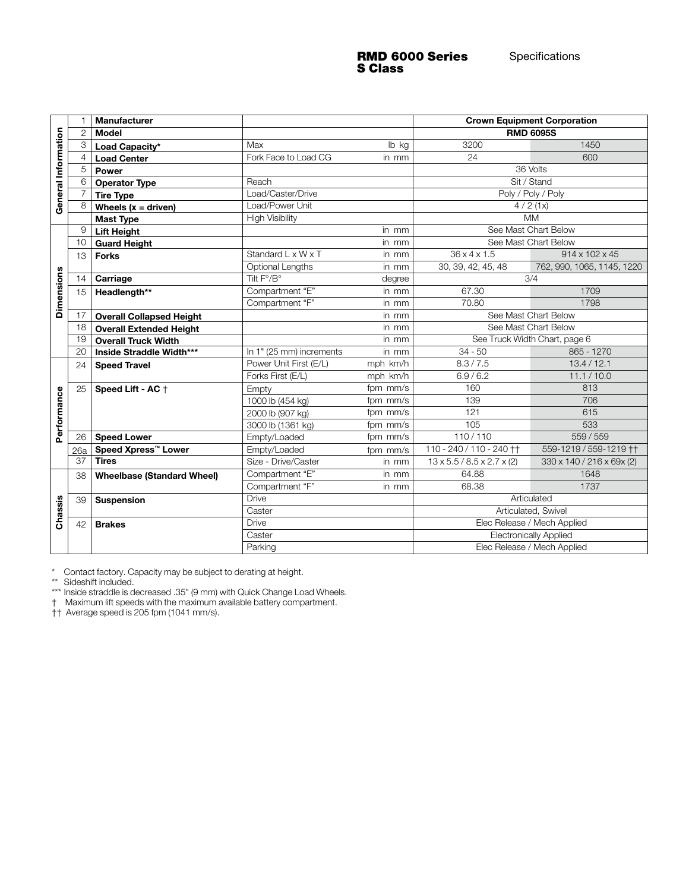# RMD 6000 Series S Class

Specifications

| Section | # | Item | Description | Units | Imperial | Metric |
|---|---|---|---|---|---|---|
| General Information | 1 | **Manufacturer** | | | **Crown Equipment Corporation** | |
| | 2 | **Model** | | | **RMD 6095S** | |
| | 3 | **Load Capacity*** | Max | lb kg | 3200 | 1450 |
| | 4 | **Load Center** | Fork Face to Load CG | in mm | 24 | 600 |
| | 5 | **Power** | | | 36 Volts | |
| | 6 | **Operator Type** | Reach | | Sit / Stand | |
| | 7 | **Tire Type** | Load/Caster/Drive | | Poly / Poly / Poly | |
| | 8 | **Wheels (x = driven)** | Load/Power Unit | | 4 / 2 (1x) | |
| | | **Mast Type** | High Visibility | | MM | |
| Dimensions | 9 | **Lift Height** | | in mm | See Mast Chart Below | |
| | 10 | **Guard Height** | | in mm | See Mast Chart Below | |
| | 13 | **Forks** | Standard L x W x T | in mm | 36 x 4 x 1.5 | 914 x 102 x 45 |
| | | | Optional Lengths | in mm | 30, 39, 42, 45, 48 | 762, 990, 1065, 1145, 1220 |
| | 14 | **Carriage** | Tilt F°/B° | degree | 3/4 | |
| | 15 | **Headlength**** | Compartment "E" | in mm | 67.30 | 1709 |
| | | | Compartment "F" | in mm | 70.80 | 1798 |
| | 17 | **Overall Collapsed Height** | | in mm | See Mast Chart Below | |
| | 18 | **Overall Extended Height** | | in mm | See Mast Chart Below | |
| | 19 | **Overall Truck Width** | | in mm | See Truck Width Chart, page 6 | |
| | 20 | **Inside Straddle Width***** | In 1" (25 mm) increments | in mm | 34 - 50 | 865 - 1270 |
| Performance | 24 | **Speed Travel** | Power Unit First (E/L) | mph km/h | 8.3 / 7.5 | 13.4 / 12.1 |
| | | | Forks First (E/L) | mph km/h | 6.9 / 6.2 | 11.1 / 10.0 |
| | 25 | **Speed Lift - AC** † | Empty | fpm mm/s | 160 | 813 |
| | | | 1000 lb (454 kg) | fpm mm/s | 139 | 706 |
| | | | 2000 lb (907 kg) | fpm mm/s | 121 | 615 |
| | | | 3000 lb (1361 kg) | fpm mm/s | 105 | 533 |
| | 26 | **Speed Lower** | Empty/Loaded | fpm mm/s | 110 / 110 | 559 / 559 |
| | 26a | **Speed Xpress™ Lower** | Empty/Loaded | fpm mm/s | 110 - 240 / 110 - 240 †† | 559-1219 / 559-1219 †† |
| | 37 | **Tires** | Size - Drive/Caster | in mm | 13 x 5.5 / 8.5 x 2.7 x (2) | 330 x 140 / 216 x 69x (2) |
| Chassis | 38 | **Wheelbase (Standard Wheel)** | Compartment "E" | in mm | 64.88 | 1648 |
| | | | Compartment "F" | in mm | 68.38 | 1737 |
| | 39 | **Suspension** | Drive | | Articulated | |
| | | | Caster | | Articulated, Swivel | |
| | 42 | **Brakes** | Drive | | Elec Release / Mech Applied | |
| | | | Caster | | Electronically Applied | |
| | | | Parking | | Elec Release / Mech Applied | |

\* Contact factory. Capacity may be subject to derating at height.
** Sideshift included.
*** Inside straddle is decreased .35" (9 mm) with Quick Change Load Wheels.
† Maximum lift speeds with the maximum available battery compartment.
†† Average speed is 205 fpm (1041 mm/s).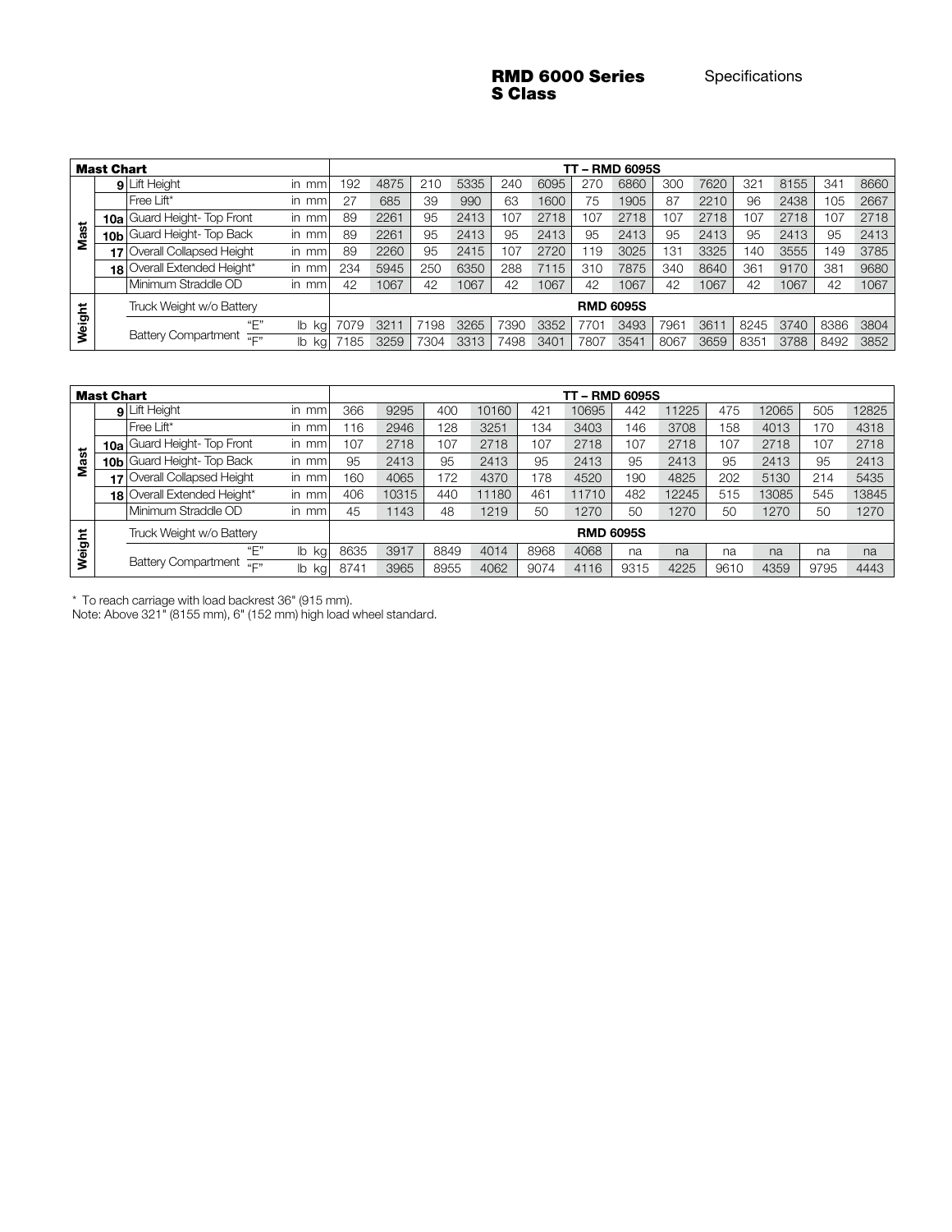# RMD 6000 Series S Class

Specifications

| Mast Chart | | | | TT – RMD 6095S | | | | | | | | | | | | | |
|---|---|---|---|---|---|---|---|---|---|---|---|---|---|---|---|---|---|
| Mast | 9 | Lift Height | in mm | 192 | 4875 | 210 | 5335 | 240 | 6095 | 270 | 6860 | 300 | 7620 | 321 | 8155 | 341 | 8660 |
| | | Free Lift* | in mm | 27 | 685 | 39 | 990 | 63 | 1600 | 75 | 1905 | 87 | 2210 | 96 | 2438 | 105 | 2667 |
| | 10a | Guard Height- Top Front | in mm | 89 | 2261 | 95 | 2413 | 107 | 2718 | 107 | 2718 | 107 | 2718 | 107 | 2718 | 107 | 2718 |
| | 10b | Guard Height- Top Back | in mm | 89 | 2261 | 95 | 2413 | 95 | 2413 | 95 | 2413 | 95 | 2413 | 95 | 2413 | 95 | 2413 |
| | 17 | Overall Collapsed Height | in mm | 89 | 2260 | 95 | 2415 | 107 | 2720 | 119 | 3025 | 131 | 3325 | 140 | 3555 | 149 | 3785 |
| | 18 | Overall Extended Height* | in mm | 234 | 5945 | 250 | 6350 | 288 | 7115 | 310 | 7875 | 340 | 8640 | 361 | 9170 | 381 | 9680 |
| | | Minimum Straddle OD | in mm | 42 | 1067 | 42 | 1067 | 42 | 1067 | 42 | 1067 | 42 | 1067 | 42 | 1067 | 42 | 1067 |
| Weight | | Truck Weight w/o Battery | | RMD 6095S | | | | | | | | | | | | | |
| | | Battery Compartment "E" | lb kg | 7079 | 3211 | 7198 | 3265 | 7390 | 3352 | 7701 | 3493 | 7961 | 3611 | 8245 | 3740 | 8386 | 3804 |
| | | Battery Compartment "F" | lb kg | 7185 | 3259 | 7304 | 3313 | 7498 | 3401 | 7807 | 3541 | 8067 | 3659 | 8351 | 3788 | 8492 | 3852 |

| Mast Chart | | | | TT – RMD 6095S | | | | | | | | | | | |
|---|---|---|---|---|---|---|---|---|---|---|---|---|---|---|---|
| Mast | 9 | Lift Height | in mm | 366 | 9295 | 400 | 10160 | 421 | 10695 | 442 | 11225 | 475 | 12065 | 505 | 12825 |
| | | Free Lift* | in mm | 116 | 2946 | 128 | 3251 | 134 | 3403 | 146 | 3708 | 158 | 4013 | 170 | 4318 |
| | 10a | Guard Height- Top Front | in mm | 107 | 2718 | 107 | 2718 | 107 | 2718 | 107 | 2718 | 107 | 2718 | 107 | 2718 |
| | 10b | Guard Height- Top Back | in mm | 95 | 2413 | 95 | 2413 | 95 | 2413 | 95 | 2413 | 95 | 2413 | 95 | 2413 |
| | 17 | Overall Collapsed Height | in mm | 160 | 4065 | 172 | 4370 | 178 | 4520 | 190 | 4825 | 202 | 5130 | 214 | 5435 |
| | 18 | Overall Extended Height* | in mm | 406 | 10315 | 440 | 11180 | 461 | 11710 | 482 | 12245 | 515 | 13085 | 545 | 13845 |
| | | Minimum Straddle OD | in mm | 45 | 1143 | 48 | 1219 | 50 | 1270 | 50 | 1270 | 50 | 1270 | 50 | 1270 |
| Weight | | Truck Weight w/o Battery | | RMD 6095S | | | | | | | | | | | |
| | | Battery Compartment "E" | lb kg | 8635 | 3917 | 8849 | 4014 | 8968 | 4068 | na | na | na | na | na | na |
| | | Battery Compartment "F" | lb kg | 8741 | 3965 | 8955 | 4062 | 9074 | 4116 | 9315 | 4225 | 9610 | 4359 | 9795 | 4443 |

* To reach carriage with load backrest 36" (915 mm).

Note: Above 321" (8155 mm), 6" (152 mm) high load wheel standard.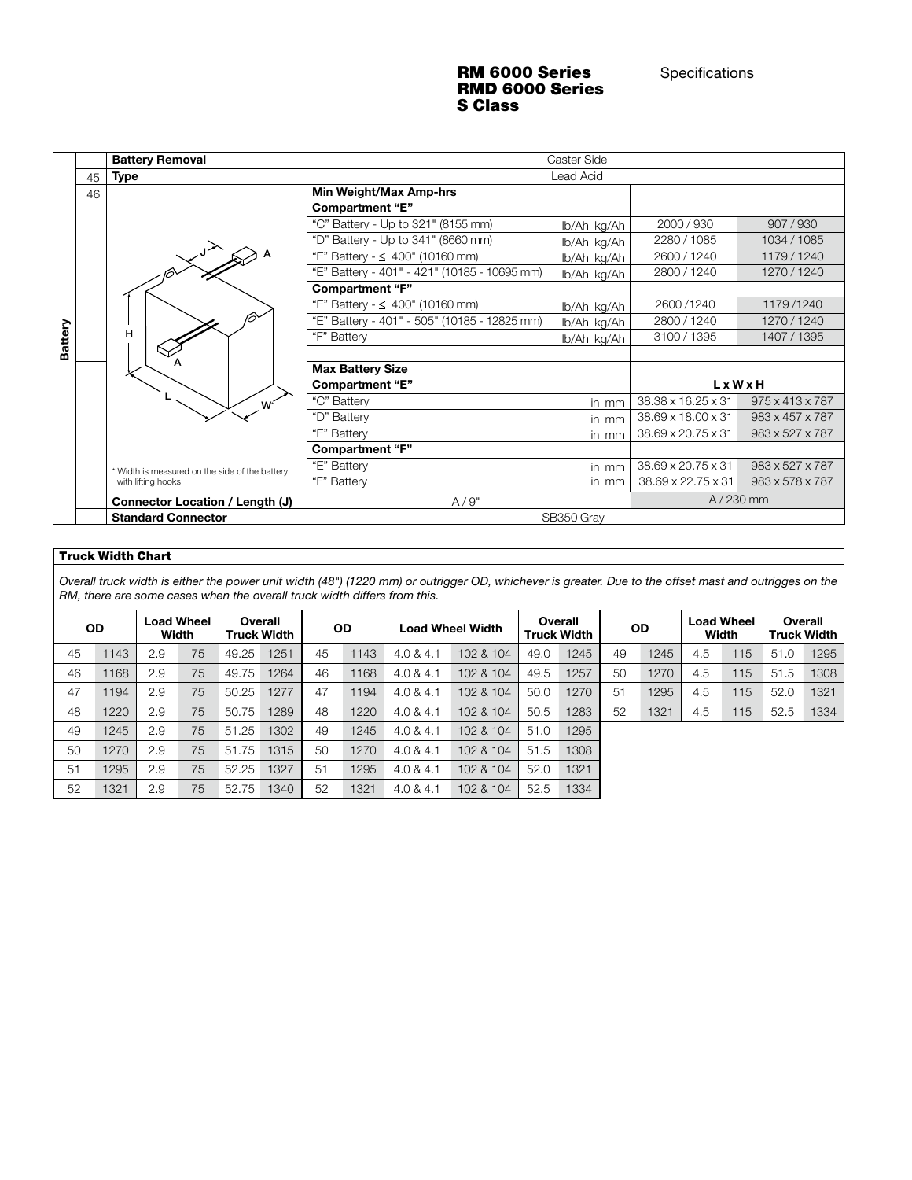# RM 6000 Series
# RMD 6000 Series
# S Class

Specifications

| | | | | | | |
|---|---|---|---|---|---|---|
| Battery | | **Battery Removal** | Caster Side | | | |
| | 45 | **Type** | Lead Acid | | | |
| | 46 | | **Min Weight/Max Amp-hrs** | | | |
| | | | **Compartment "E"** | | | |
| | | | "C" Battery - Up to 321" (8155 mm) | lb/Ah kg/Ah | 2000 / 930 | 907 / 930 |
| | | | "D" Battery - Up to 341" (8660 mm) | lb/Ah kg/Ah | 2280 / 1085 | 1034 / 1085 |
| | | | "E" Battery - ≤ 400" (10160 mm) | lb/Ah kg/Ah | 2600 / 1240 | 1179 / 1240 |
| | | | "E" Battery - 401" - 421" (10185 - 10695 mm) | lb/Ah kg/Ah | 2800 / 1240 | 1270 / 1240 |
| | | | **Compartment "F"** | | | |
| | | | "E" Battery - ≤ 400" (10160 mm) | lb/Ah kg/Ah | 2600 /1240 | 1179 /1240 |
| | | | "E" Battery - 401" - 505" (10185 - 12825 mm) | lb/Ah kg/Ah | 2800 / 1240 | 1270 / 1240 |
| | | | "F" Battery | lb/Ah kg/Ah | 3100 / 1395 | 1407 / 1395 |
| | | | **Max Battery Size** | | | |
| | | | **Compartment "E"** | | **L x W x H** | |
| | | | "C" Battery | in mm | 38.38 x 16.25 x 31 | 975 x 413 x 787 |
| | | | "D" Battery | in mm | 38.69 x 18.00 x 31 | 983 x 457 x 787 |
| | | | "E" Battery | in mm | 38.69 x 20.75 x 31 | 983 x 527 x 787 |
| | | | **Compartment "F"** | | | |
| | | * Width is measured on the side of the battery with lifting hooks | "E" Battery | in mm | 38.69 x 20.75 x 31 | 983 x 527 x 787 |
| | | | "F" Battery | in mm | 38.69 x 22.75 x 31 | 983 x 578 x 787 |
| | | **Connector Location / Length (J)** | A / 9" | | A / 230 mm | |
| | | **Standard Connector** | SB350 Gray | | | |

## Truck Width Chart

*Overall truck width is either the power unit width (48") (1220 mm) or outrigger OD, whichever is greater. Due to the offset mast and outrigges on the RM, there are some cases when the overall truck width differs from this.*

| OD | | Load Wheel Width | | Overall Truck Width | | OD | | Load Wheel Width | | Overall Truck Width | | OD | | Load Wheel Width | | Overall Truck Width | |
|---|---|---|---|---|---|---|---|---|---|---|---|---|---|---|---|---|---|
| 45 | 1143 | 2.9 | 75 | 49.25 | 1251 | 45 | 1143 | 4.0 & 4.1 | 102 & 104 | 49.0 | 1245 | 49 | 1245 | 4.5 | 115 | 51.0 | 1295 |
| 46 | 1168 | 2.9 | 75 | 49.75 | 1264 | 46 | 1168 | 4.0 & 4.1 | 102 & 104 | 49.5 | 1257 | 50 | 1270 | 4.5 | 115 | 51.5 | 1308 |
| 47 | 1194 | 2.9 | 75 | 50.25 | 1277 | 47 | 1194 | 4.0 & 4.1 | 102 & 104 | 50.0 | 1270 | 51 | 1295 | 4.5 | 115 | 52.0 | 1321 |
| 48 | 1220 | 2.9 | 75 | 50.75 | 1289 | 48 | 1220 | 4.0 & 4.1 | 102 & 104 | 50.5 | 1283 | 52 | 1321 | 4.5 | 115 | 52.5 | 1334 |
| 49 | 1245 | 2.9 | 75 | 51.25 | 1302 | 49 | 1245 | 4.0 & 4.1 | 102 & 104 | 51.0 | 1295 | | | | | | |
| 50 | 1270 | 2.9 | 75 | 51.75 | 1315 | 50 | 1270 | 4.0 & 4.1 | 102 & 104 | 51.5 | 1308 | | | | | | |
| 51 | 1295 | 2.9 | 75 | 52.25 | 1327 | 51 | 1295 | 4.0 & 4.1 | 102 & 104 | 52.0 | 1321 | | | | | | |
| 52 | 1321 | 2.9 | 75 | 52.75 | 1340 | 52 | 1321 | 4.0 & 4.1 | 102 & 104 | 52.5 | 1334 | | | | | | |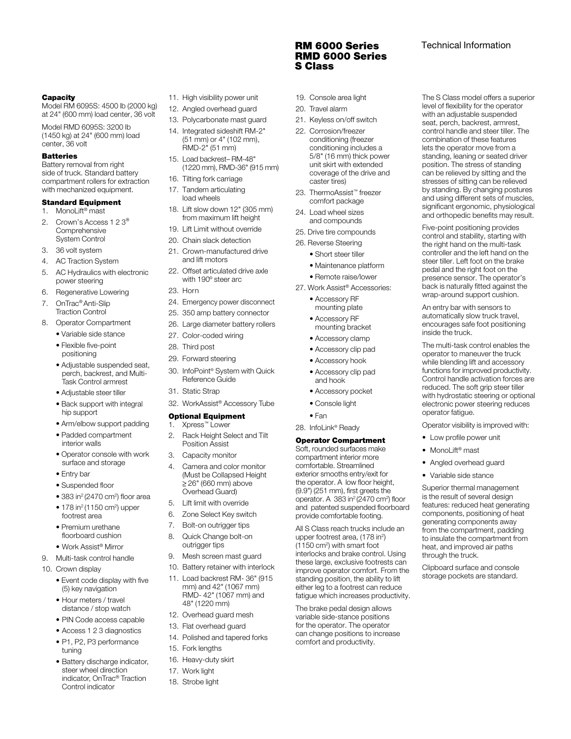# RM 6000 Series RMD 6000 Series S Class

## Technical Information

### Capacity

Model RM 6095S: 4500 lb (2000 kg) at 24" (600 mm) load center, 36 volt

Model RMD 6095S: 3200 lb (1450 kg) at 24" (600 mm) load center, 36 volt

### Batteries

Battery removal from right side of truck. Standard battery compartment rollers for extraction with mechanized equipment.

### Standard Equipment

1. MonoLift® mast
2. Crown's Access 1 2 3® Comprehensive System Control
3. 36 volt system
4. AC Traction System
5. AC Hydraulics with electronic power steering
6. Regenerative Lowering
7. OnTrac® Anti-Slip Traction Control
8. Operator Compartment
   - Variable side stance
   - Flexible five-point positioning
   - Adjustable suspended seat, perch, backrest, and Multi-Task Control armrest
   - Adjustable steer tiller
   - Back support with integral hip support
   - Arm/elbow support padding
   - Padded compartment interior walls
   - Operator console with work surface and storage
   - Entry bar
   - Suspended floor
   - 383 in² (2470 cm²) floor area
   - 178 in² (1150 cm²) upper footrest area
   - Premium urethane floorboard cushion
   - Work Assist® Mirror
9. Multi-task control handle
10. Crown display
    - Event code display with five (5) key navigation
    - Hour meters / travel distance / stop watch
    - PIN Code access capable
    - Access 1 2 3 diagnostics
    - P1, P2, P3 performance tuning
    - Battery discharge indicator, steer wheel direction indicator, OnTrac® Traction Control indicator
11. High visibility power unit
12. Angled overhead guard
13. Polycarbonate mast guard
14. Integrated sideshift RM-2" (51 mm) or 4" (102 mm), RMD-2" (51 mm)
15. Load backrest– RM-48" (1220 mm), RMD-36" (915 mm)
16. Tilting fork carriage
17. Tandem articulating load wheels
18. Lift slow down 12" (305 mm) from maximum lift height
19. Lift Limit without override
20. Chain slack detection
21. Crown-manufactured drive and lift motors
22. Offset articulated drive axle with 190º steer arc
23. Horn
24. Emergency power disconnect
25. 350 amp battery connector
26. Large diameter battery rollers
27. Color-coded wiring
28. Third post
29. Forward steering
30. InfoPoint® System with Quick Reference Guide
31. Static Strap
32. WorkAssist® Accessory Tube

### Optional Equipment

1. Xpress™ Lower
2. Rack Height Select and Tilt Position Assist
3. Capacity monitor
4. Camera and color monitor (Must be Collapsed Height ≥ 26" (660 mm) above Overhead Guard)
5. Lift limit with override
6. Zone Select Key switch
7. Bolt-on outrigger tips
8. Quick Change bolt-on outrigger tips
9. Mesh screen mast guard
10. Battery retainer with interlock
11. Load backrest RM- 36" (915 mm) and 42" (1067 mm) RMD- 42" (1067 mm) and 48" (1220 mm)
12. Overhead guard mesh
13. Flat overhead guard
14. Polished and tapered forks
15. Fork lengths
16. Heavy-duty skirt
17. Work light
18. Strobe light
19. Console area light
20. Travel alarm
21. Keyless on/off switch
22. Corrosion/freezer conditioning (freezer conditioning includes a 5/8" (16 mm) thick power unit skirt with extended coverage of the drive and caster tires)
23. ThermoAssist™ freezer comfort package
24. Load wheel sizes and compounds
25. Drive tire compounds
26. Reverse Steering
    - Short steer tiller
    - Maintenance platform
    - Remote raise/lower
27. Work Assist® Accessories:
    - Accessory RF mounting plate
    - Accessory RF mounting bracket
    - Accessory clamp
    - Accessory clip pad
    - Accessory hook
    - Accessory clip pad and hook
    - Accessory pocket
    - Console light
    - Fan
28. InfoLink® Ready

### Operator Compartment

Soft, rounded surfaces make compartment interior more comfortable. Streamlined exterior smooths entry/exit for the operator. A low floor height, (9.9") (251 mm), first greets the operator. A 383 in² (2470 cm²) floor and patented suspended floorboard provide comfortable footing.

All S Class reach trucks include an upper footrest area, (178 in²) (1150 cm²) with smart foot interlocks and brake control. Using these large, exclusive footrests can improve operator comfort. From the standing position, the ability to lift either leg to a footrest can reduce fatigue which increases productivity.

The brake pedal design allows variable side-stance positions for the operator. The operator can change positions to increase comfort and productivity.

The S Class model offers a superior level of flexibility for the operator with an adjustable suspended seat, perch, backrest, armrest, control handle and steer tiller. The combination of these features lets the operator move from a standing, leaning or seated driver position. The stress of standing can be relieved by sitting and the stresses of sitting can be relieved by standing. By changing postures and using different sets of muscles, significant ergonomic, physiological and orthopedic benefits may result.

Five-point positioning provides control and stability, starting with the right hand on the multi-task controller and the left hand on the steer tiller. Left foot on the brake pedal and the right foot on the presence sensor. The operator's back is naturally fitted against the wrap-around support cushion.

An entry bar with sensors to automatically slow truck travel, encourages safe foot positioning inside the truck.

The multi-task control enables the operator to maneuver the truck while blending lift and accessory functions for improved productivity. Control handle activation forces are reduced. The soft grip steer tiller with hydrostatic steering or optional electronic power steering reduces operator fatigue.

Operator visibility is improved with:

- Low profile power unit
- MonoLift® mast
- Angled overhead guard
- Variable side stance

Superior thermal management is the result of several design features: reduced heat generating components, positioning of heat generating components away from the compartment, padding to insulate the compartment from heat, and improved air paths through the truck.

Clipboard surface and console storage pockets are standard.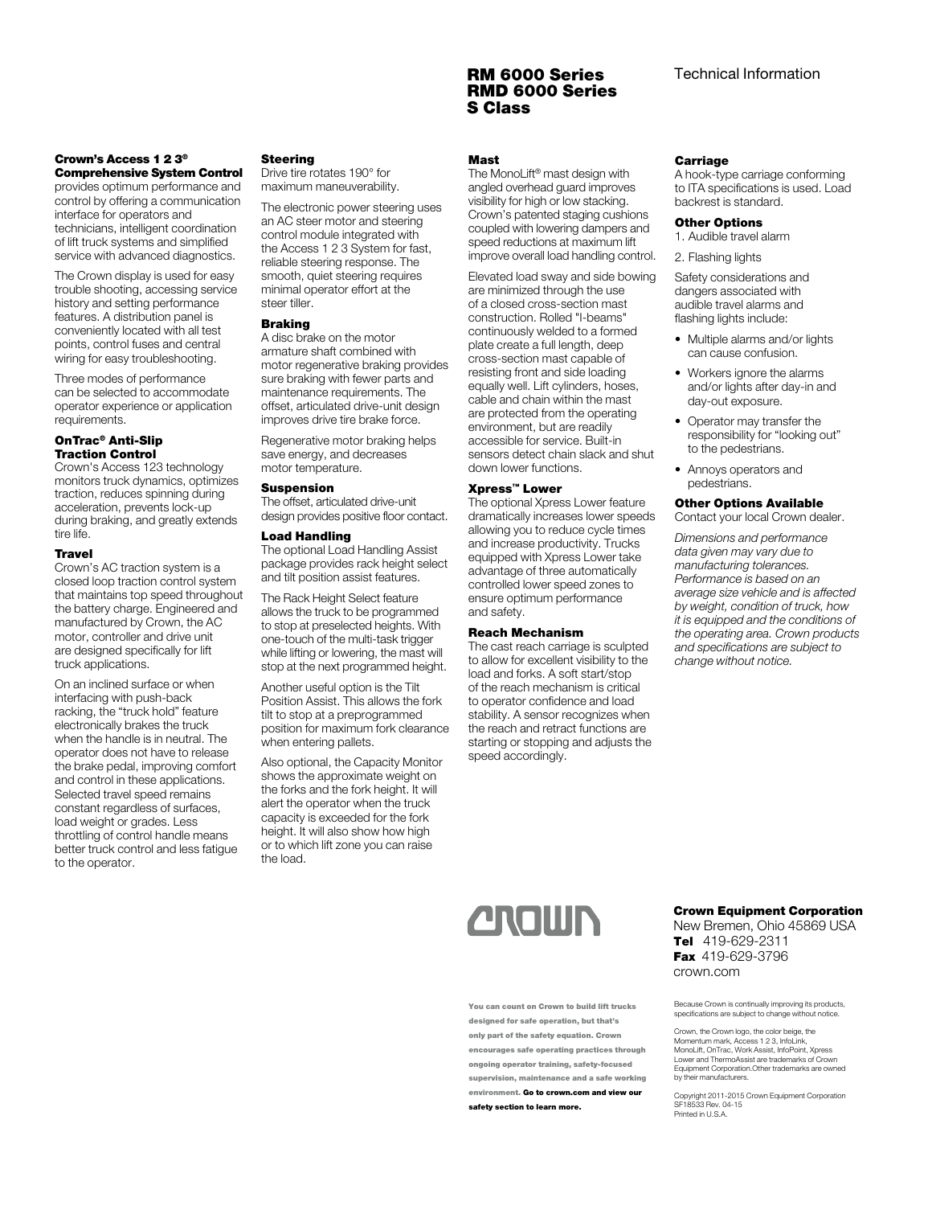# RM 6000 Series RMD 6000 Series S Class

Technical Information

### Crown's Access 1 2 3® Comprehensive System Control

provides optimum performance and control by offering a communication interface for operators and technicians, intelligent coordination of lift truck systems and simplified service with advanced diagnostics.

The Crown display is used for easy trouble shooting, accessing service history and setting performance features. A distribution panel is conveniently located with all test points, control fuses and central wiring for easy troubleshooting.

Three modes of performance can be selected to accommodate operator experience or application requirements.

### OnTrac® Anti-Slip Traction Control

Crown's Access 123 technology monitors truck dynamics, optimizes traction, reduces spinning during acceleration, prevents lock-up during braking, and greatly extends tire life.

### Travel

Crown's AC traction system is a closed loop traction control system that maintains top speed throughout the battery charge. Engineered and manufactured by Crown, the AC motor, controller and drive unit are designed specifically for lift truck applications.

On an inclined surface or when interfacing with push-back racking, the "truck hold" feature electronically brakes the truck when the handle is in neutral. The operator does not have to release the brake pedal, improving comfort and control in these applications. Selected travel speed remains constant regardless of surfaces, load weight or grades. Less throttling of control handle means better truck control and less fatigue to the operator.

### Steering

Drive tire rotates 190° for maximum maneuverability.

The electronic power steering uses an AC steer motor and steering control module integrated with the Access 1 2 3 System for fast, reliable steering response. The smooth, quiet steering requires minimal operator effort at the steer tiller.

### Braking

A disc brake on the motor armature shaft combined with motor regenerative braking provides sure braking with fewer parts and maintenance requirements. The offset, articulated drive-unit design improves drive tire brake force.

Regenerative motor braking helps save energy, and decreases motor temperature.

### Suspension

The offset, articulated drive-unit design provides positive floor contact.

### Load Handling

The optional Load Handling Assist package provides rack height select and tilt position assist features.

The Rack Height Select feature allows the truck to be programmed to stop at preselected heights. With one-touch of the multi-task trigger while lifting or lowering, the mast will stop at the next programmed height.

Another useful option is the Tilt Position Assist. This allows the fork tilt to stop at a preprogrammed position for maximum fork clearance when entering pallets.

Also optional, the Capacity Monitor shows the approximate weight on the forks and the fork height. It will alert the operator when the truck capacity is exceeded for the fork height. It will also show how high or to which lift zone you can raise the load.

### Mast

The MonoLift® mast design with angled overhead guard improves visibility for high or low stacking. Crown's patented staging cushions coupled with lowering dampers and speed reductions at maximum lift improve overall load handling control.

Elevated load sway and side bowing are minimized through the use of a closed cross-section mast construction. Rolled "I-beams" continuously welded to a formed plate create a full length, deep cross-section mast capable of resisting front and side loading equally well. Lift cylinders, hoses, cable and chain within the mast are protected from the operating environment, but are readily accessible for service. Built-in sensors detect chain slack and shut down lower functions.

### Xpress™ Lower

The optional Xpress Lower feature dramatically increases lower speeds allowing you to reduce cycle times and increase productivity. Trucks equipped with Xpress Lower take advantage of three automatically controlled lower speed zones to ensure optimum performance and safety.

### Reach Mechanism

The cast reach carriage is sculpted to allow for excellent visibility to the load and forks. A soft start/stop of the reach mechanism is critical to operator confidence and load stability. A sensor recognizes when the reach and retract functions are starting or stopping and adjusts the speed accordingly.

### Carriage

A hook-type carriage conforming to ITA specifications is used. Load backrest is standard.

### Other Options

1. Audible travel alarm
2. Flashing lights

Safety considerations and dangers associated with audible travel alarms and flashing lights include:

- Multiple alarms and/or lights can cause confusion.
- Workers ignore the alarms and/or lights after day-in and day-out exposure.
- Operator may transfer the responsibility for "looking out" to the pedestrians.
- Annoys operators and pedestrians.

### Other Options Available

Contact your local Crown dealer.

*Dimensions and performance data given may vary due to manufacturing tolerances. Performance is based on an average size vehicle and is affected by weight, condition of truck, how it is equipped and the conditions of the operating area. Crown products and specifications are subject to change without notice.*

CROWN

**You can count on Crown to build lift trucks designed for safe operation, but that's only part of the safety equation. Crown encourages safe operating practices through ongoing operator training, safety-focused supervision, maintenance and a safe working environment. Go to crown.com and view our safety section to learn more.**

**Crown Equipment Corporation**
New Bremen, Ohio 45869 USA
**Tel** 419-629-2311
**Fax** 419-629-3796
crown.com

Because Crown is continually improving its products, specifications are subject to change without notice.

Crown, the Crown logo, the color beige, the Momentum mark, Access 1 2 3, InfoLink, MonoLift, OnTrac, Work Assist, InfoPoint, Xpress Lower and ThermoAssist are trademarks of Crown Equipment Corporation.Other trademarks are owned by their manufacturers.

Copyright 2011-2015 Crown Equipment Corporation
SF18533 Rev. 04-15
Printed in U.S.A.